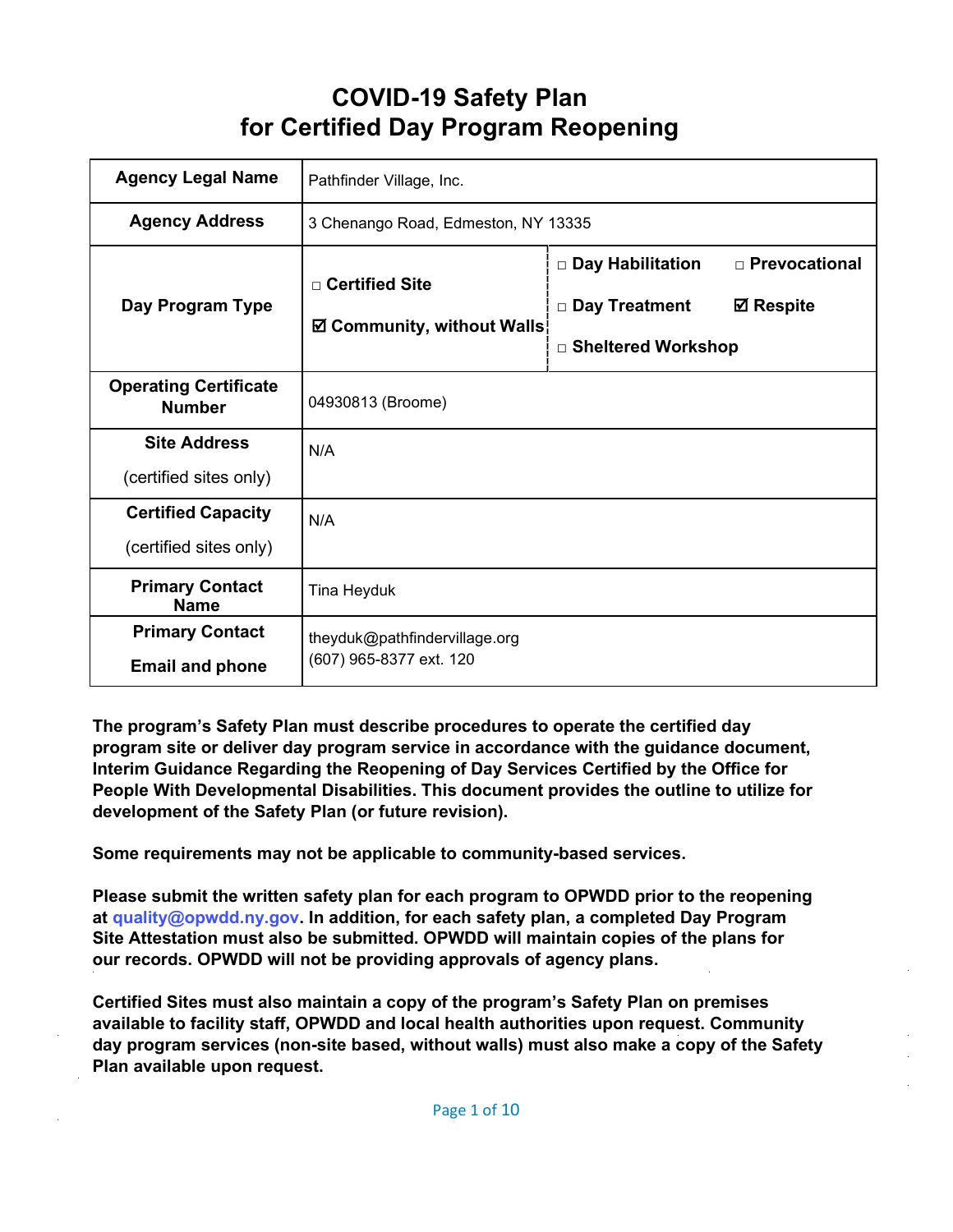# COVID-19 Safety Plan
# for Certified Day Program Reopening

| | | |
|---|---|---|
| **Agency Legal Name** | Pathfinder Village, Inc. | |
| **Agency Address** | 3 Chenango Road, Edmeston, NY 13335 | |
| **Day Program Type** | □ **Certified Site**<br>☑ **Community, without Walls** | □ **Day Habilitation** □ **Prevocational**<br>□ **Day Treatment** ☑ **Respite**<br>□ **Sheltered Workshop** |
| **Operating Certificate Number** | 04930813 (Broome) | |
| **Site Address**<br>(certified sites only) | N/A | |
| **Certified Capacity**<br>(certified sites only) | N/A | |
| **Primary Contact Name** | Tina Heyduk | |
| **Primary Contact Email and phone** | theyduk@pathfindervillage.org<br>(607) 965-8377 ext. 120 | |

**The program's Safety Plan must describe procedures to operate the certified day program site or deliver day program service in accordance with the guidance document, Interim Guidance Regarding the Reopening of Day Services Certified by the Office for People With Developmental Disabilities. This document provides the outline to utilize for development of the Safety Plan (or future revision).**

**Some requirements may not be applicable to community-based services.**

**Please submit the written safety plan for each program to OPWDD prior to the reopening at quality@opwdd.ny.gov. In addition, for each safety plan, a completed Day Program Site Attestation must also be submitted. OPWDD will maintain copies of the plans for our records. OPWDD will not be providing approvals of agency plans.**

**Certified Sites must also maintain a copy of the program's Safety Plan on premises available to facility staff, OPWDD and local health authorities upon request. Community day program services (non-site based, without walls) must also make a copy of the Safety Plan available upon request.**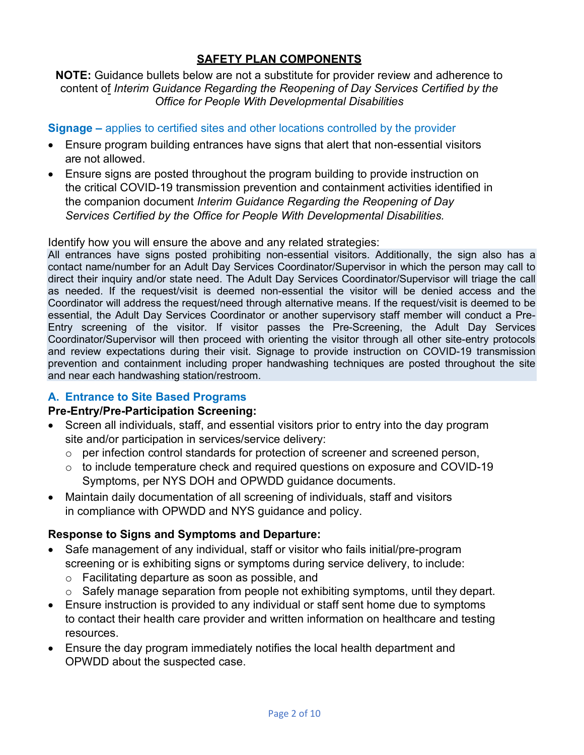## SAFETY PLAN COMPONENTS

**NOTE:** Guidance bullets below are not a substitute for provider review and adherence to content of *Interim Guidance Regarding the Reopening of Day Services Certified by the Office for People With Developmental Disabilities*

**Signage –** applies to certified sites and other locations controlled by the provider

- Ensure program building entrances have signs that alert that non-essential visitors are not allowed.
- Ensure signs are posted throughout the program building to provide instruction on the critical COVID-19 transmission prevention and containment activities identified in the companion document *Interim Guidance Regarding the Reopening of Day Services Certified by the Office for People With Developmental Disabilities.*

Identify how you will ensure the above and any related strategies:

All entrances have signs posted prohibiting non-essential visitors. Additionally, the sign also has a contact name/number for an Adult Day Services Coordinator/Supervisor in which the person may call to direct their inquiry and/or state need. The Adult Day Services Coordinator/Supervisor will triage the call as needed. If the request/visit is deemed non-essential the visitor will be denied access and the Coordinator will address the request/need through alternative means. If the request/visit is deemed to be essential, the Adult Day Services Coordinator or another supervisory staff member will conduct a Pre-Entry screening of the visitor. If visitor passes the Pre-Screening, the Adult Day Services Coordinator/Supervisor will then proceed with orienting the visitor through all other site-entry protocols and review expectations during their visit. Signage to provide instruction on COVID-19 transmission prevention and containment including proper handwashing techniques are posted throughout the site and near each handwashing station/restroom.

### A. Entrance to Site Based Programs

**Pre-Entry/Pre-Participation Screening:**

- Screen all individuals, staff, and essential visitors prior to entry into the day program site and/or participation in services/service delivery:
  - per infection control standards for protection of screener and screened person,
  - to include temperature check and required questions on exposure and COVID-19 Symptoms, per NYS DOH and OPWDD guidance documents.
- Maintain daily documentation of all screening of individuals, staff and visitors in compliance with OPWDD and NYS guidance and policy.

**Response to Signs and Symptoms and Departure:**

- Safe management of any individual, staff or visitor who fails initial/pre-program screening or is exhibiting signs or symptoms during service delivery, to include:
  - Facilitating departure as soon as possible, and
  - Safely manage separation from people not exhibiting symptoms, until they depart.
- Ensure instruction is provided to any individual or staff sent home due to symptoms to contact their health care provider and written information on healthcare and testing resources.
- Ensure the day program immediately notifies the local health department and OPWDD about the suspected case.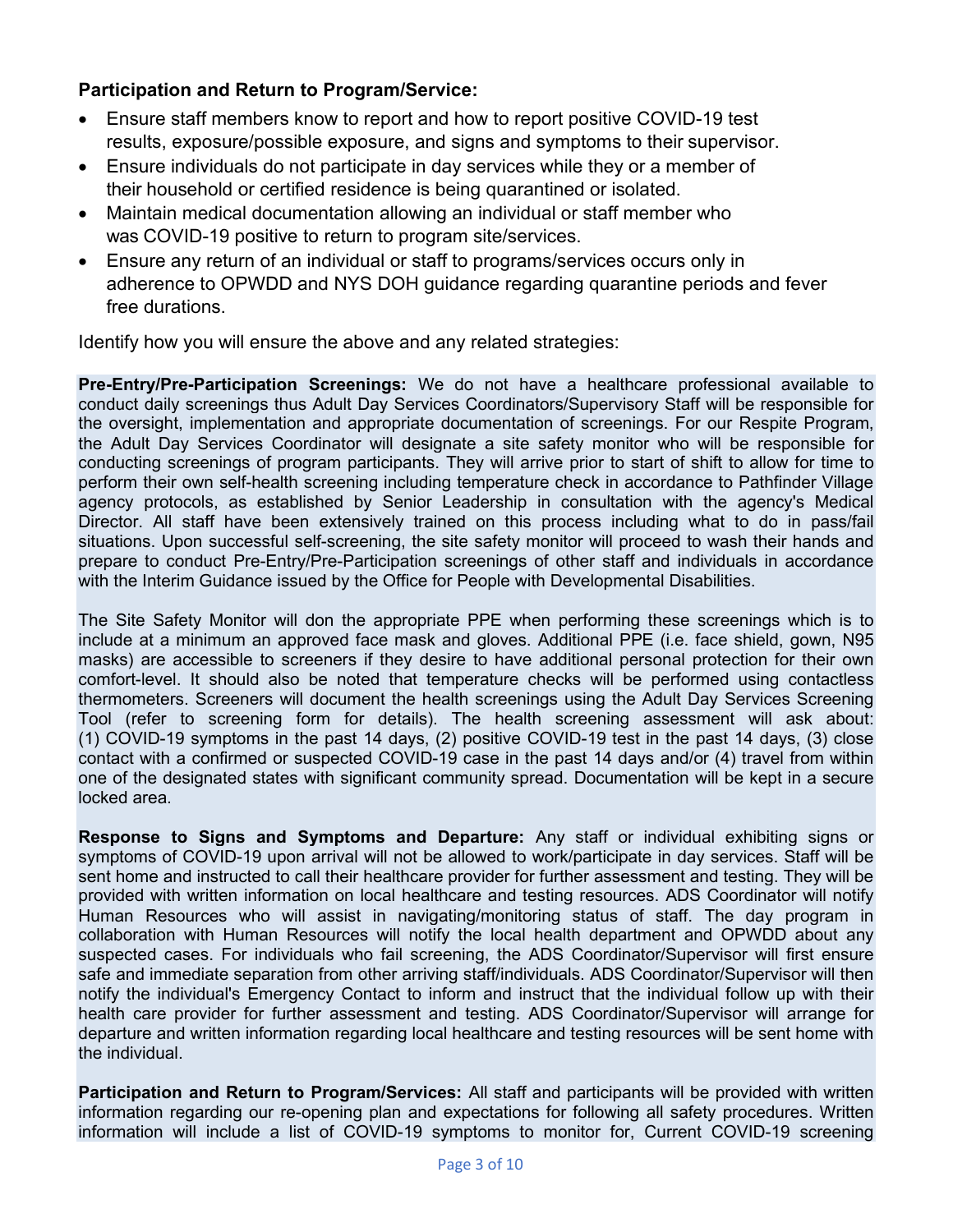**Participation and Return to Program/Service:**

- Ensure staff members know to report and how to report positive COVID-19 test results, exposure/possible exposure, and signs and symptoms to their supervisor.
- Ensure individuals do not participate in day services while they or a member of their household or certified residence is being quarantined or isolated.
- Maintain medical documentation allowing an individual or staff member who was COVID-19 positive to return to program site/services.
- Ensure any return of an individual or staff to programs/services occurs only in adherence to OPWDD and NYS DOH guidance regarding quarantine periods and fever free durations.

Identify how you will ensure the above and any related strategies:

**Pre-Entry/Pre-Participation Screenings:** We do not have a healthcare professional available to conduct daily screenings thus Adult Day Services Coordinators/Supervisory Staff will be responsible for the oversight, implementation and appropriate documentation of screenings. For our Respite Program, the Adult Day Services Coordinator will designate a site safety monitor who will be responsible for conducting screenings of program participants. They will arrive prior to start of shift to allow for time to perform their own self-health screening including temperature check in accordance to Pathfinder Village agency protocols, as established by Senior Leadership in consultation with the agency's Medical Director. All staff have been extensively trained on this process including what to do in pass/fail situations. Upon successful self-screening, the site safety monitor will proceed to wash their hands and prepare to conduct Pre-Entry/Pre-Participation screenings of other staff and individuals in accordance with the Interim Guidance issued by the Office for People with Developmental Disabilities.

The Site Safety Monitor will don the appropriate PPE when performing these screenings which is to include at a minimum an approved face mask and gloves. Additional PPE (i.e. face shield, gown, N95 masks) are accessible to screeners if they desire to have additional personal protection for their own comfort-level. It should also be noted that temperature checks will be performed using contactless thermometers. Screeners will document the health screenings using the Adult Day Services Screening Tool (refer to screening form for details). The health screening assessment will ask about: (1) COVID-19 symptoms in the past 14 days, (2) positive COVID-19 test in the past 14 days, (3) close contact with a confirmed or suspected COVID-19 case in the past 14 days and/or (4) travel from within one of the designated states with significant community spread. Documentation will be kept in a secure locked area.

**Response to Signs and Symptoms and Departure:** Any staff or individual exhibiting signs or symptoms of COVID-19 upon arrival will not be allowed to work/participate in day services. Staff will be sent home and instructed to call their healthcare provider for further assessment and testing. They will be provided with written information on local healthcare and testing resources. ADS Coordinator will notify Human Resources who will assist in navigating/monitoring status of staff. The day program in collaboration with Human Resources will notify the local health department and OPWDD about any suspected cases. For individuals who fail screening, the ADS Coordinator/Supervisor will first ensure safe and immediate separation from other arriving staff/individuals. ADS Coordinator/Supervisor will then notify the individual's Emergency Contact to inform and instruct that the individual follow up with their health care provider for further assessment and testing. ADS Coordinator/Supervisor will arrange for departure and written information regarding local healthcare and testing resources will be sent home with the individual.

**Participation and Return to Program/Services:** All staff and participants will be provided with written information regarding our re-opening plan and expectations for following all safety procedures. Written information will include a list of COVID-19 symptoms to monitor for, Current COVID-19 screening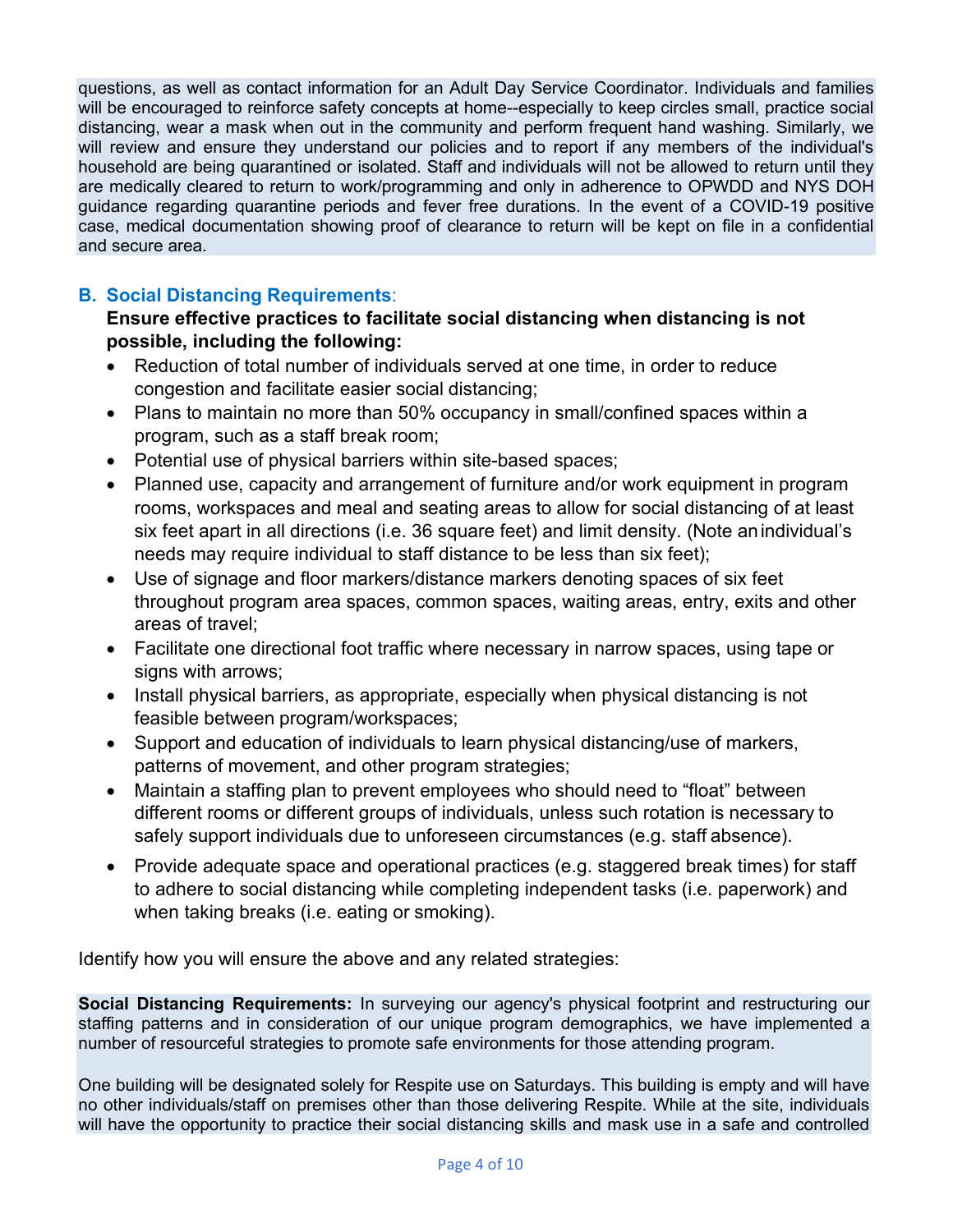questions, as well as contact information for an Adult Day Service Coordinator. Individuals and families will be encouraged to reinforce safety concepts at home--especially to keep circles small, practice social distancing, wear a mask when out in the community and perform frequent hand washing. Similarly, we will review and ensure they understand our policies and to report if any members of the individual's household are being quarantined or isolated. Staff and individuals will not be allowed to return until they are medically cleared to return to work/programming and only in adherence to OPWDD and NYS DOH guidance regarding quarantine periods and fever free durations. In the event of a COVID-19 positive case, medical documentation showing proof of clearance to return will be kept on file in a confidential and secure area.

## B. Social Distancing Requirements:

**Ensure effective practices to facilitate social distancing when distancing is not possible, including the following:**

- Reduction of total number of individuals served at one time, in order to reduce congestion and facilitate easier social distancing;
- Plans to maintain no more than 50% occupancy in small/confined spaces within a program, such as a staff break room;
- Potential use of physical barriers within site-based spaces;
- Planned use, capacity and arrangement of furniture and/or work equipment in program rooms, workspaces and meal and seating areas to allow for social distancing of at least six feet apart in all directions (i.e. 36 square feet) and limit density. (Note an individual's needs may require individual to staff distance to be less than six feet);
- Use of signage and floor markers/distance markers denoting spaces of six feet throughout program area spaces, common spaces, waiting areas, entry, exits and other areas of travel;
- Facilitate one directional foot traffic where necessary in narrow spaces, using tape or signs with arrows;
- Install physical barriers, as appropriate, especially when physical distancing is not feasible between program/workspaces;
- Support and education of individuals to learn physical distancing/use of markers, patterns of movement, and other program strategies;
- Maintain a staffing plan to prevent employees who should need to "float" between different rooms or different groups of individuals, unless such rotation is necessary to safely support individuals due to unforeseen circumstances (e.g. staff absence).
- Provide adequate space and operational practices (e.g. staggered break times) for staff to adhere to social distancing while completing independent tasks (i.e. paperwork) and when taking breaks (i.e. eating or smoking).

Identify how you will ensure the above and any related strategies:

**Social Distancing Requirements:** In surveying our agency's physical footprint and restructuring our staffing patterns and in consideration of our unique program demographics, we have implemented a number of resourceful strategies to promote safe environments for those attending program.

One building will be designated solely for Respite use on Saturdays. This building is empty and will have no other individuals/staff on premises other than those delivering Respite. While at the site, individuals will have the opportunity to practice their social distancing skills and mask use in a safe and controlled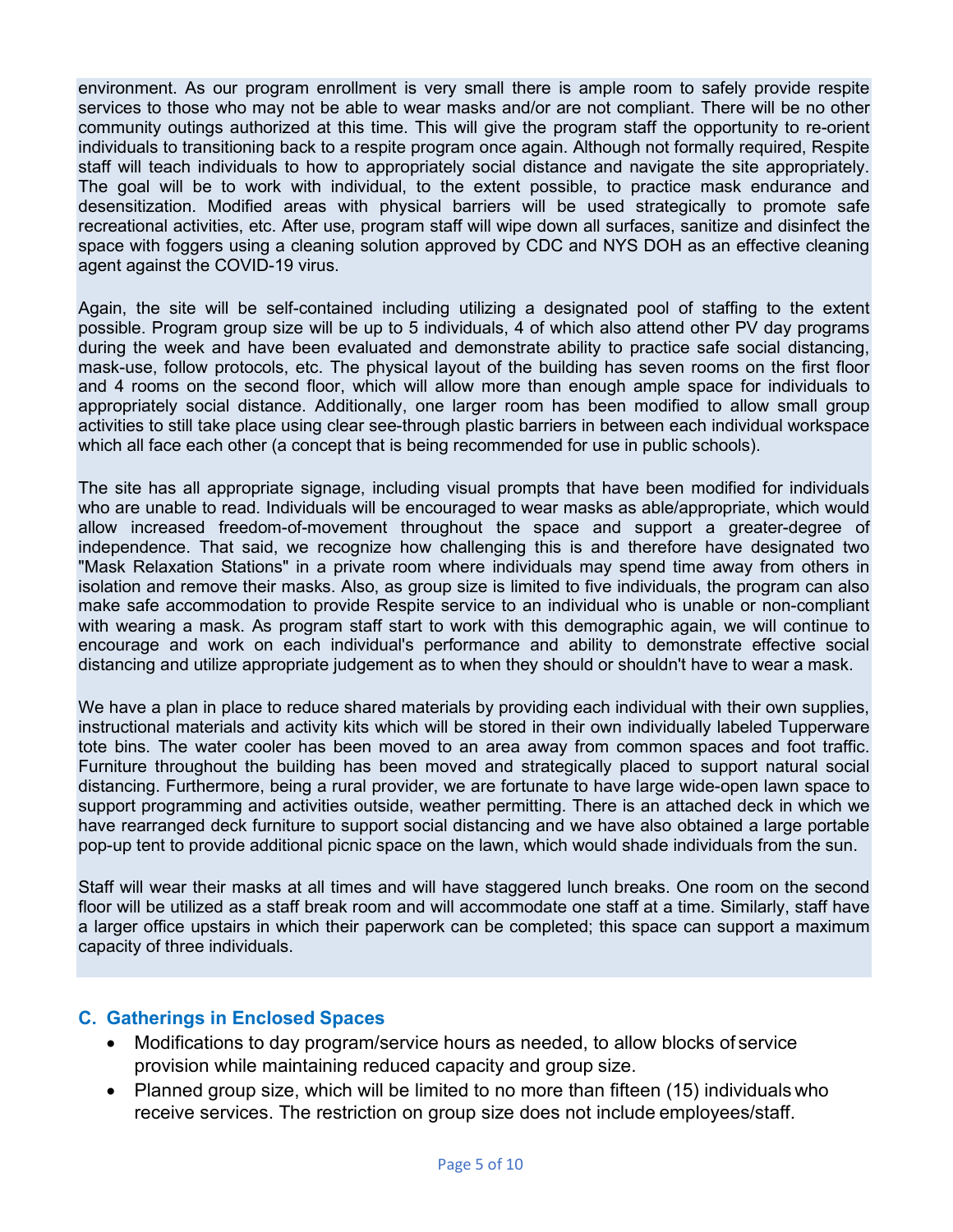environment. As our program enrollment is very small there is ample room to safely provide respite services to those who may not be able to wear masks and/or are not compliant. There will be no other community outings authorized at this time. This will give the program staff the opportunity to re-orient individuals to transitioning back to a respite program once again. Although not formally required, Respite staff will teach individuals to how to appropriately social distance and navigate the site appropriately. The goal will be to work with individual, to the extent possible, to practice mask endurance and desensitization. Modified areas with physical barriers will be used strategically to promote safe recreational activities, etc. After use, program staff will wipe down all surfaces, sanitize and disinfect the space with foggers using a cleaning solution approved by CDC and NYS DOH as an effective cleaning agent against the COVID-19 virus.

Again, the site will be self-contained including utilizing a designated pool of staffing to the extent possible. Program group size will be up to 5 individuals, 4 of which also attend other PV day programs during the week and have been evaluated and demonstrate ability to practice safe social distancing, mask-use, follow protocols, etc. The physical layout of the building has seven rooms on the first floor and 4 rooms on the second floor, which will allow more than enough ample space for individuals to appropriately social distance. Additionally, one larger room has been modified to allow small group activities to still take place using clear see-through plastic barriers in between each individual workspace which all face each other (a concept that is being recommended for use in public schools).

The site has all appropriate signage, including visual prompts that have been modified for individuals who are unable to read. Individuals will be encouraged to wear masks as able/appropriate, which would allow increased freedom-of-movement throughout the space and support a greater-degree of independence. That said, we recognize how challenging this is and therefore have designated two "Mask Relaxation Stations" in a private room where individuals may spend time away from others in isolation and remove their masks. Also, as group size is limited to five individuals, the program can also make safe accommodation to provide Respite service to an individual who is unable or non-compliant with wearing a mask. As program staff start to work with this demographic again, we will continue to encourage and work on each individual's performance and ability to demonstrate effective social distancing and utilize appropriate judgement as to when they should or shouldn't have to wear a mask.

We have a plan in place to reduce shared materials by providing each individual with their own supplies, instructional materials and activity kits which will be stored in their own individually labeled Tupperware tote bins. The water cooler has been moved to an area away from common spaces and foot traffic. Furniture throughout the building has been moved and strategically placed to support natural social distancing. Furthermore, being a rural provider, we are fortunate to have large wide-open lawn space to support programming and activities outside, weather permitting. There is an attached deck in which we have rearranged deck furniture to support social distancing and we have also obtained a large portable pop-up tent to provide additional picnic space on the lawn, which would shade individuals from the sun.

Staff will wear their masks at all times and will have staggered lunch breaks. One room on the second floor will be utilized as a staff break room and will accommodate one staff at a time. Similarly, staff have a larger office upstairs in which their paperwork can be completed; this space can support a maximum capacity of three individuals.

## C. Gatherings in Enclosed Spaces

- Modifications to day program/service hours as needed, to allow blocks of service provision while maintaining reduced capacity and group size.
- Planned group size, which will be limited to no more than fifteen (15) individuals who receive services. The restriction on group size does not include employees/staff.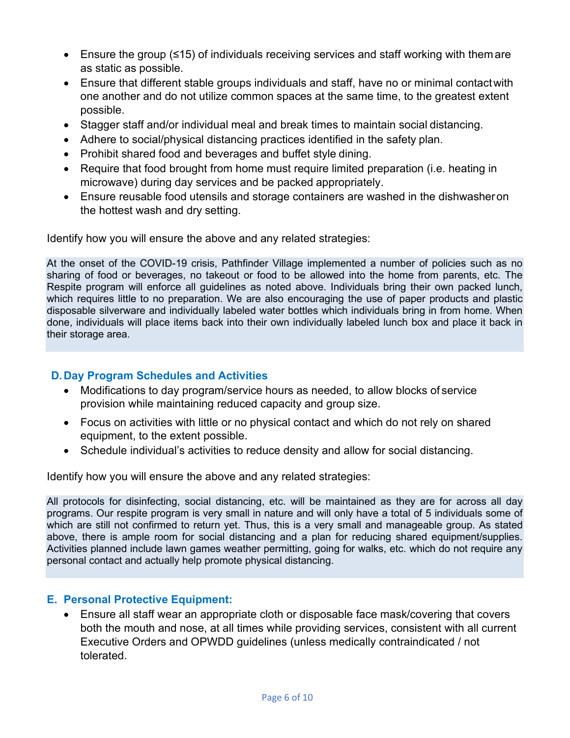- Ensure the group (≤15) of individuals receiving services and staff working with them are as static as possible.
- Ensure that different stable groups individuals and staff, have no or minimal contact with one another and do not utilize common spaces at the same time, to the greatest extent possible.
- Stagger staff and/or individual meal and break times to maintain social distancing.
- Adhere to social/physical distancing practices identified in the safety plan.
- Prohibit shared food and beverages and buffet style dining.
- Require that food brought from home must require limited preparation (i.e. heating in microwave) during day services and be packed appropriately.
- Ensure reusable food utensils and storage containers are washed in the dishwasher on the hottest wash and dry setting.

Identify how you will ensure the above and any related strategies:

At the onset of the COVID-19 crisis, Pathfinder Village implemented a number of policies such as no sharing of food or beverages, no takeout or food to be allowed into the home from parents, etc. The Respite program will enforce all guidelines as noted above. Individuals bring their own packed lunch, which requires little to no preparation. We are also encouraging the use of paper products and plastic disposable silverware and individually labeled water bottles which individuals bring in from home. When done, individuals will place items back into their own individually labeled lunch box and place it back in their storage area.

### D. Day Program Schedules and Activities

- Modifications to day program/service hours as needed, to allow blocks of service provision while maintaining reduced capacity and group size.
- Focus on activities with little or no physical contact and which do not rely on shared equipment, to the extent possible.
- Schedule individual's activities to reduce density and allow for social distancing.

Identify how you will ensure the above and any related strategies:

All protocols for disinfecting, social distancing, etc. will be maintained as they are for across all day programs. Our respite program is very small in nature and will only have a total of 5 individuals some of which are still not confirmed to return yet. Thus, this is a very small and manageable group. As stated above, there is ample room for social distancing and a plan for reducing shared equipment/supplies. Activities planned include lawn games weather permitting, going for walks, etc. which do not require any personal contact and actually help promote physical distancing.

### E. Personal Protective Equipment:

- Ensure all staff wear an appropriate cloth or disposable face mask/covering that covers both the mouth and nose, at all times while providing services, consistent with all current Executive Orders and OPWDD guidelines (unless medically contraindicated / not tolerated.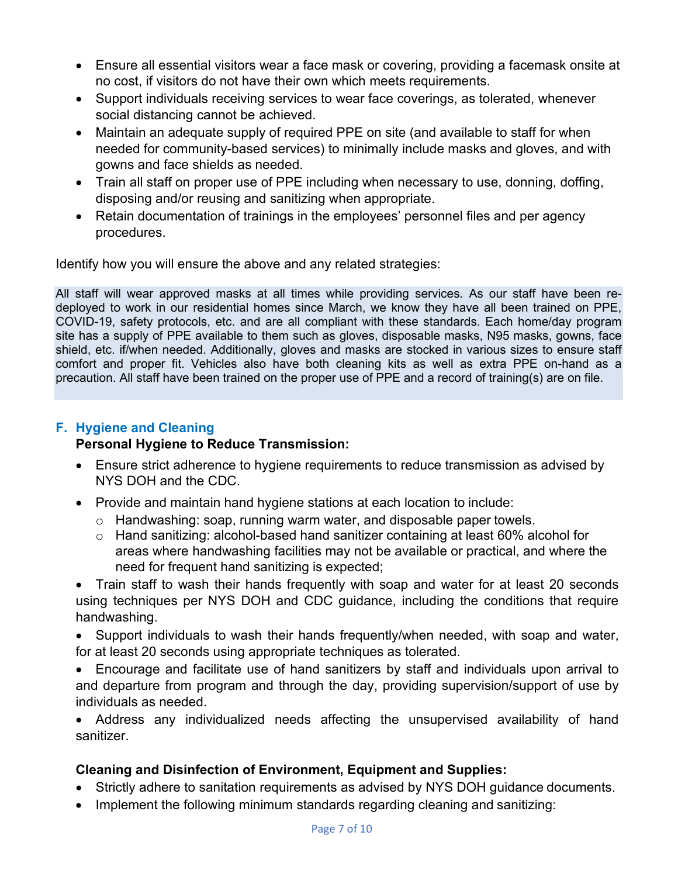- Ensure all essential visitors wear a face mask or covering, providing a facemask onsite at no cost, if visitors do not have their own which meets requirements.
- Support individuals receiving services to wear face coverings, as tolerated, whenever social distancing cannot be achieved.
- Maintain an adequate supply of required PPE on site (and available to staff for when needed for community-based services) to minimally include masks and gloves, and with gowns and face shields as needed.
- Train all staff on proper use of PPE including when necessary to use, donning, doffing, disposing and/or reusing and sanitizing when appropriate.
- Retain documentation of trainings in the employees' personnel files and per agency procedures.

Identify how you will ensure the above and any related strategies:

All staff will wear approved masks at all times while providing services. As our staff have been re-deployed to work in our residential homes since March, we know they have all been trained on PPE, COVID-19, safety protocols, etc. and are all compliant with these standards. Each home/day program site has a supply of PPE available to them such as gloves, disposable masks, N95 masks, gowns, face shield, etc. if/when needed. Additionally, gloves and masks are stocked in various sizes to ensure staff comfort and proper fit. Vehicles also have both cleaning kits as well as extra PPE on-hand as a precaution. All staff have been trained on the proper use of PPE and a record of training(s) are on file.

## F. Hygiene and Cleaning

**Personal Hygiene to Reduce Transmission:**

- Ensure strict adherence to hygiene requirements to reduce transmission as advised by NYS DOH and the CDC.
- Provide and maintain hand hygiene stations at each location to include:
  - Handwashing: soap, running warm water, and disposable paper towels.
  - Hand sanitizing: alcohol-based hand sanitizer containing at least 60% alcohol for areas where handwashing facilities may not be available or practical, and where the need for frequent hand sanitizing is expected;
- Train staff to wash their hands frequently with soap and water for at least 20 seconds using techniques per NYS DOH and CDC guidance, including the conditions that require handwashing.
- Support individuals to wash their hands frequently/when needed, with soap and water, for at least 20 seconds using appropriate techniques as tolerated.
- Encourage and facilitate use of hand sanitizers by staff and individuals upon arrival to and departure from program and through the day, providing supervision/support of use by individuals as needed.
- Address any individualized needs affecting the unsupervised availability of hand sanitizer.

**Cleaning and Disinfection of Environment, Equipment and Supplies:**

- Strictly adhere to sanitation requirements as advised by NYS DOH guidance documents.
- Implement the following minimum standards regarding cleaning and sanitizing: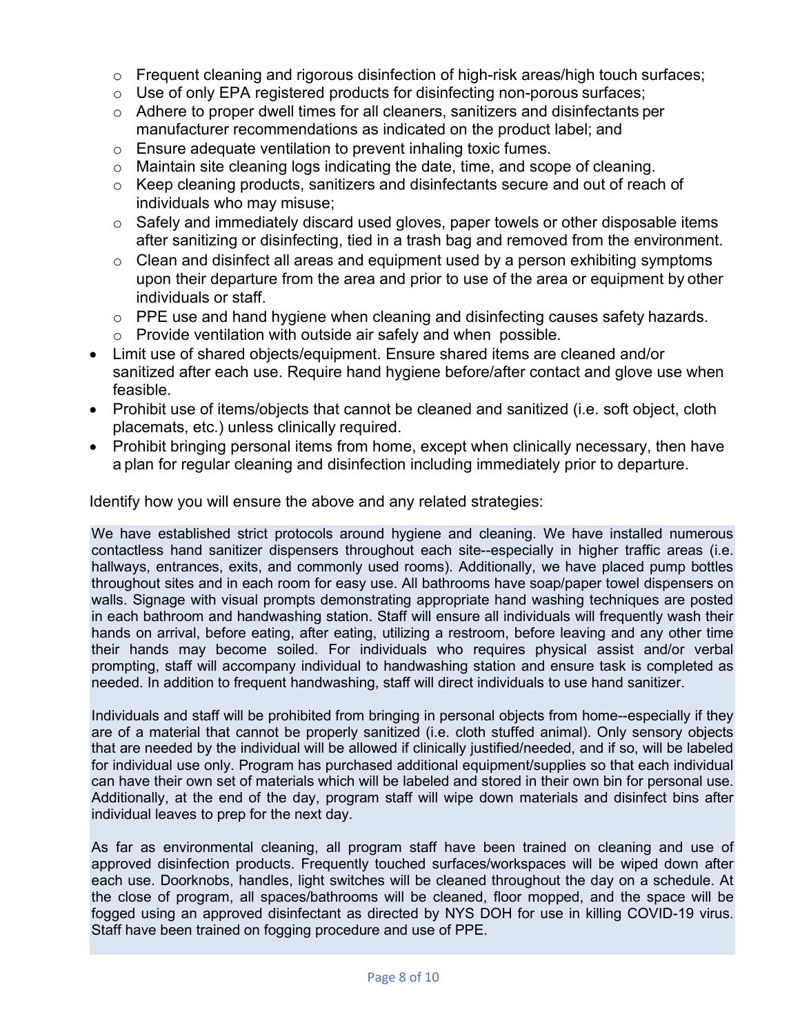- Frequent cleaning and rigorous disinfection of high-risk areas/high touch surfaces;
  - Use of only EPA registered products for disinfecting non-porous surfaces;
  - Adhere to proper dwell times for all cleaners, sanitizers and disinfectants per manufacturer recommendations as indicated on the product label; and
  - Ensure adequate ventilation to prevent inhaling toxic fumes.
  - Maintain site cleaning logs indicating the date, time, and scope of cleaning.
  - Keep cleaning products, sanitizers and disinfectants secure and out of reach of individuals who may misuse;
  - Safely and immediately discard used gloves, paper towels or other disposable items after sanitizing or disinfecting, tied in a trash bag and removed from the environment.
  - Clean and disinfect all areas and equipment used by a person exhibiting symptoms upon their departure from the area and prior to use of the area or equipment by other individuals or staff.
  - PPE use and hand hygiene when cleaning and disinfecting causes safety hazards.
  - Provide ventilation with outside air safely and when possible.
- Limit use of shared objects/equipment. Ensure shared items are cleaned and/or sanitized after each use. Require hand hygiene before/after contact and glove use when feasible.
- Prohibit use of items/objects that cannot be cleaned and sanitized (i.e. soft object, cloth placemats, etc.) unless clinically required.
- Prohibit bringing personal items from home, except when clinically necessary, then have a plan for regular cleaning and disinfection including immediately prior to departure.

Identify how you will ensure the above and any related strategies:

We have established strict protocols around hygiene and cleaning. We have installed numerous contactless hand sanitizer dispensers throughout each site--especially in higher traffic areas (i.e. hallways, entrances, exits, and commonly used rooms). Additionally, we have placed pump bottles throughout sites and in each room for easy use. All bathrooms have soap/paper towel dispensers on walls. Signage with visual prompts demonstrating appropriate hand washing techniques are posted in each bathroom and handwashing station. Staff will ensure all individuals will frequently wash their hands on arrival, before eating, after eating, utilizing a restroom, before leaving and any other time their hands may become soiled. For individuals who requires physical assist and/or verbal prompting, staff will accompany individual to handwashing station and ensure task is completed as needed. In addition to frequent handwashing, staff will direct individuals to use hand sanitizer.

Individuals and staff will be prohibited from bringing in personal objects from home--especially if they are of a material that cannot be properly sanitized (i.e. cloth stuffed animal). Only sensory objects that are needed by the individual will be allowed if clinically justified/needed, and if so, will be labeled for individual use only. Program has purchased additional equipment/supplies so that each individual can have their own set of materials which will be labeled and stored in their own bin for personal use. Additionally, at the end of the day, program staff will wipe down materials and disinfect bins after individual leaves to prep for the next day.

As far as environmental cleaning, all program staff have been trained on cleaning and use of approved disinfection products. Frequently touched surfaces/workspaces will be wiped down after each use. Doorknobs, handles, light switches will be cleaned throughout the day on a schedule. At the close of program, all spaces/bathrooms will be cleaned, floor mopped, and the space will be fogged using an approved disinfectant as directed by NYS DOH for use in killing COVID-19 virus. Staff have been trained on fogging procedure and use of PPE.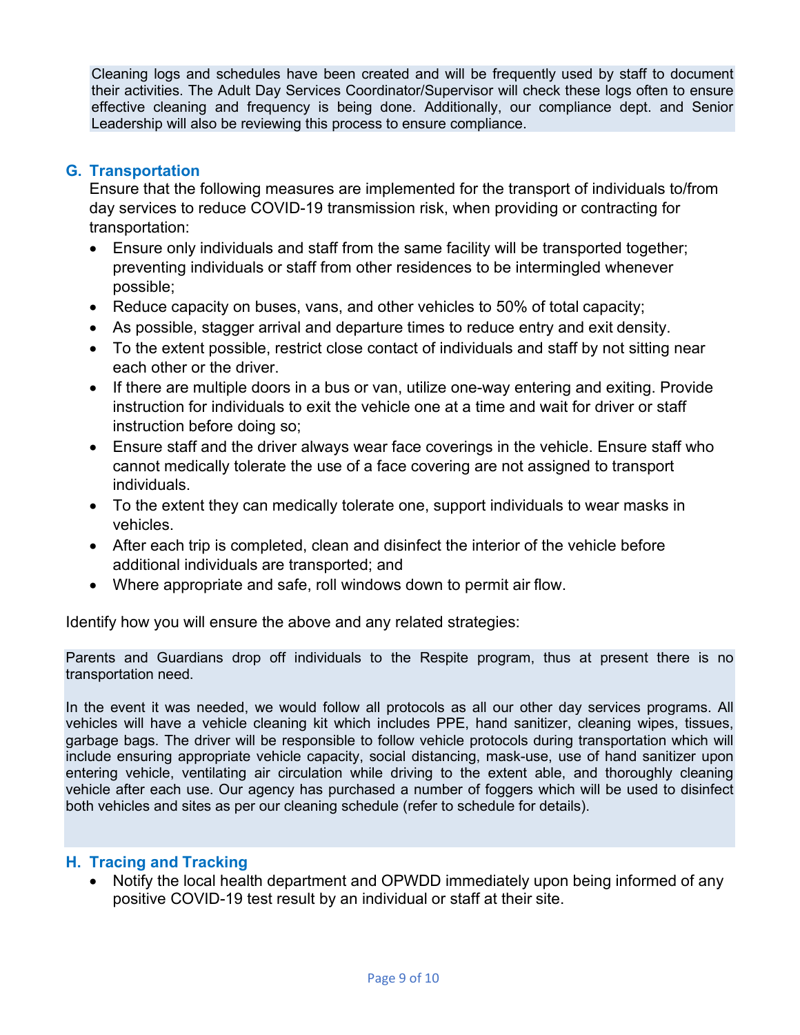Cleaning logs and schedules have been created and will be frequently used by staff to document their activities. The Adult Day Services Coordinator/Supervisor will check these logs often to ensure effective cleaning and frequency is being done. Additionally, our compliance dept. and Senior Leadership will also be reviewing this process to ensure compliance.

## G. Transportation

Ensure that the following measures are implemented for the transport of individuals to/from day services to reduce COVID-19 transmission risk, when providing or contracting for transportation:

- Ensure only individuals and staff from the same facility will be transported together; preventing individuals or staff from other residences to be intermingled whenever possible;
- Reduce capacity on buses, vans, and other vehicles to 50% of total capacity;
- As possible, stagger arrival and departure times to reduce entry and exit density.
- To the extent possible, restrict close contact of individuals and staff by not sitting near each other or the driver.
- If there are multiple doors in a bus or van, utilize one-way entering and exiting. Provide instruction for individuals to exit the vehicle one at a time and wait for driver or staff instruction before doing so;
- Ensure staff and the driver always wear face coverings in the vehicle. Ensure staff who cannot medically tolerate the use of a face covering are not assigned to transport individuals.
- To the extent they can medically tolerate one, support individuals to wear masks in vehicles.
- After each trip is completed, clean and disinfect the interior of the vehicle before additional individuals are transported; and
- Where appropriate and safe, roll windows down to permit air flow.

Identify how you will ensure the above and any related strategies:

Parents and Guardians drop off individuals to the Respite program, thus at present there is no transportation need.

In the event it was needed, we would follow all protocols as all our other day services programs. All vehicles will have a vehicle cleaning kit which includes PPE, hand sanitizer, cleaning wipes, tissues, garbage bags. The driver will be responsible to follow vehicle protocols during transportation which will include ensuring appropriate vehicle capacity, social distancing, mask-use, use of hand sanitizer upon entering vehicle, ventilating air circulation while driving to the extent able, and thoroughly cleaning vehicle after each use. Our agency has purchased a number of foggers which will be used to disinfect both vehicles and sites as per our cleaning schedule (refer to schedule for details).

## H. Tracing and Tracking

- Notify the local health department and OPWDD immediately upon being informed of any positive COVID-19 test result by an individual or staff at their site.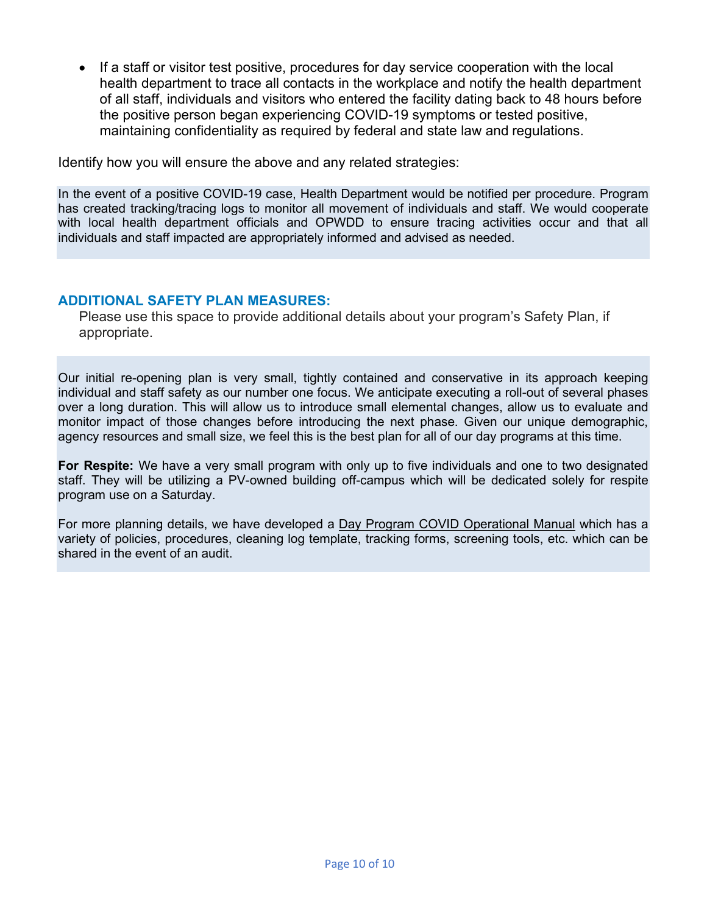- If a staff or visitor test positive, procedures for day service cooperation with the local health department to trace all contacts in the workplace and notify the health department of all staff, individuals and visitors who entered the facility dating back to 48 hours before the positive person began experiencing COVID-19 symptoms or tested positive, maintaining confidentiality as required by federal and state law and regulations.

Identify how you will ensure the above and any related strategies:

In the event of a positive COVID-19 case, Health Department would be notified per procedure. Program has created tracking/tracing logs to monitor all movement of individuals and staff. We would cooperate with local health department officials and OPWDD to ensure tracing activities occur and that all individuals and staff impacted are appropriately informed and advised as needed.

## ADDITIONAL SAFETY PLAN MEASURES:

Please use this space to provide additional details about your program's Safety Plan, if appropriate.

Our initial re-opening plan is very small, tightly contained and conservative in its approach keeping individual and staff safety as our number one focus. We anticipate executing a roll-out of several phases over a long duration. This will allow us to introduce small elemental changes, allow us to evaluate and monitor impact of those changes before introducing the next phase. Given our unique demographic, agency resources and small size, we feel this is the best plan for all of our day programs at this time.

**For Respite:** We have a very small program with only up to five individuals and one to two designated staff. They will be utilizing a PV-owned building off-campus which will be dedicated solely for respite program use on a Saturday.

For more planning details, we have developed a Day Program COVID Operational Manual which has a variety of policies, procedures, cleaning log template, tracking forms, screening tools, etc. which can be shared in the event of an audit.